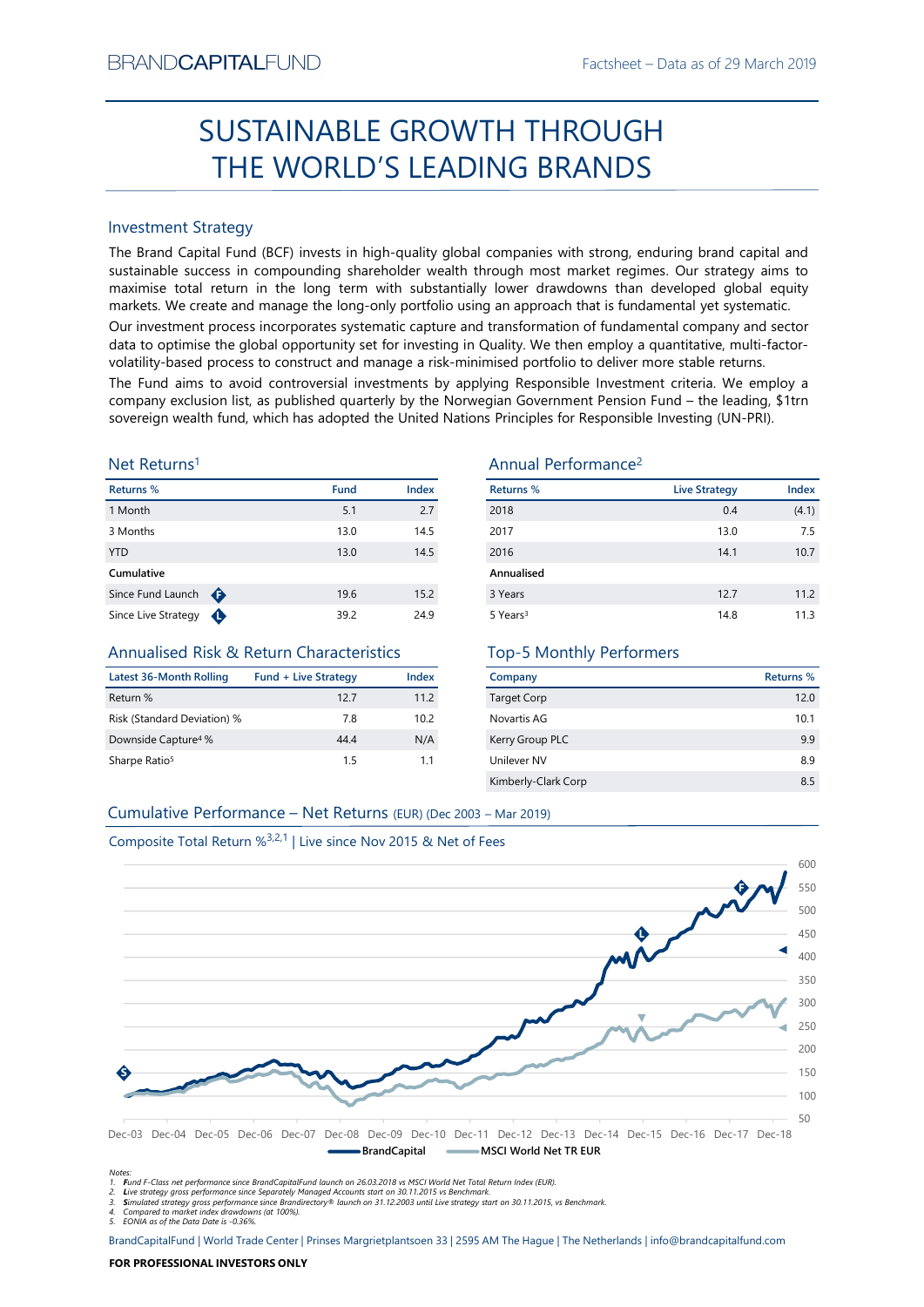BRANDCAPITALFUND

Factsheet – Data as of 29 March 2019

# SUSTAINABLE GROWTH THROUGH THE WORLD'S LEADING BRANDS

## Investment Strategy

The Brand Capital Fund (BCF) invests in high-quality global companies with strong, enduring brand capital and sustainable success in compounding shareholder wealth through most market regimes. Our strategy aims to maximise total return in the long term with substantially lower drawdowns than developed global equity markets. We create and manage the long-only portfolio using an approach that is fundamental yet systematic.

Our investment process incorporates systematic capture and transformation of fundamental company and sector data to optimise the global opportunity set for investing in Quality. We then employ a quantitative, multi-factor-volatility-based process to construct and manage a risk-minimised portfolio to deliver more stable returns.

The Fund aims to avoid controversial investments by applying Responsible Investment criteria. We employ a company exclusion list, as published quarterly by the Norwegian Government Pension Fund – the leading, $1trn sovereign wealth fund, which has adopted the United Nations Principles for Responsible Investing (UN-PRI).

## Net Returns[1]

| Returns % | Fund | Index |
|---|---|---|
| 1 Month | 5.1 | 2.7 |
| 3 Months | 13.0 | 14.5 |
| YTD | 13.0 | 14.5 |
| **Cumulative** | | |
| Since Fund Launch | 19.6 | 15.2 |
| Since Live Strategy | 39.2 | 24.9 |

## Annual Performance[2]

| Returns % | Live Strategy | Index |
|---|---|---|
| 2018 | 0.4 | (4.1) |
| 2017 | 13.0 | 7.5 |
| 2016 | 14.1 | 10.7 |
| **Annualised** | | |
| 3 Years | 12.7 | 11.2 |
| 5 Years[3] | 14.8 | 11.3 |

## Annualised Risk & Return Characteristics

| Latest 36-Month Rolling | Fund + Live Strategy | Index |
|---|---|---|
| Return % | 12.7 | 11.2 |
| Risk (Standard Deviation) % | 7.8 | 10.2 |
| Downside Capture[4] % | 44.4 | N/A |
| Sharpe Ratio[5] | 1.5 | 1.1 |

## Top-5 Monthly Performers

| Company | Returns % |
|---|---|
| Target Corp | 12.0 |
| Novartis AG | 10.1 |
| Kerry Group PLC | 9.9 |
| Unilever NV | 8.9 |
| Kimberly-Clark Corp | 8.5 |

## Cumulative Performance – Net Returns (EUR) (Dec 2003 – Mar 2019)

Composite Total Return %[3,2,1] | Live since Nov 2015 & Net of Fees

BrandCapital — MSCI World Net TR EUR

Notes:
1. Fund F-Class net performance since BrandCapitalFund launch on 26.03.2018 vs MSCI World Net Total Return Index (EUR).
2. Live strategy gross performance since Separately Managed Accounts start on 30.11.2015 vs Benchmark.
3. Simulated strategy gross performance since Brandirectory® launch on 31.12.2003 until Live strategy start on 30.11.2015, vs Benchmark.
4. Compared to market index drawdowns (at 100%).
5. EONIA as of the Data Date is -0.36%.

BrandCapitalFund | World Trade Center | Prinses Margrietplantsoen 33 | 2595 AM The Hague | The Netherlands | info@brandcapitalfund.com

**FOR PROFESSIONAL INVESTORS ONLY**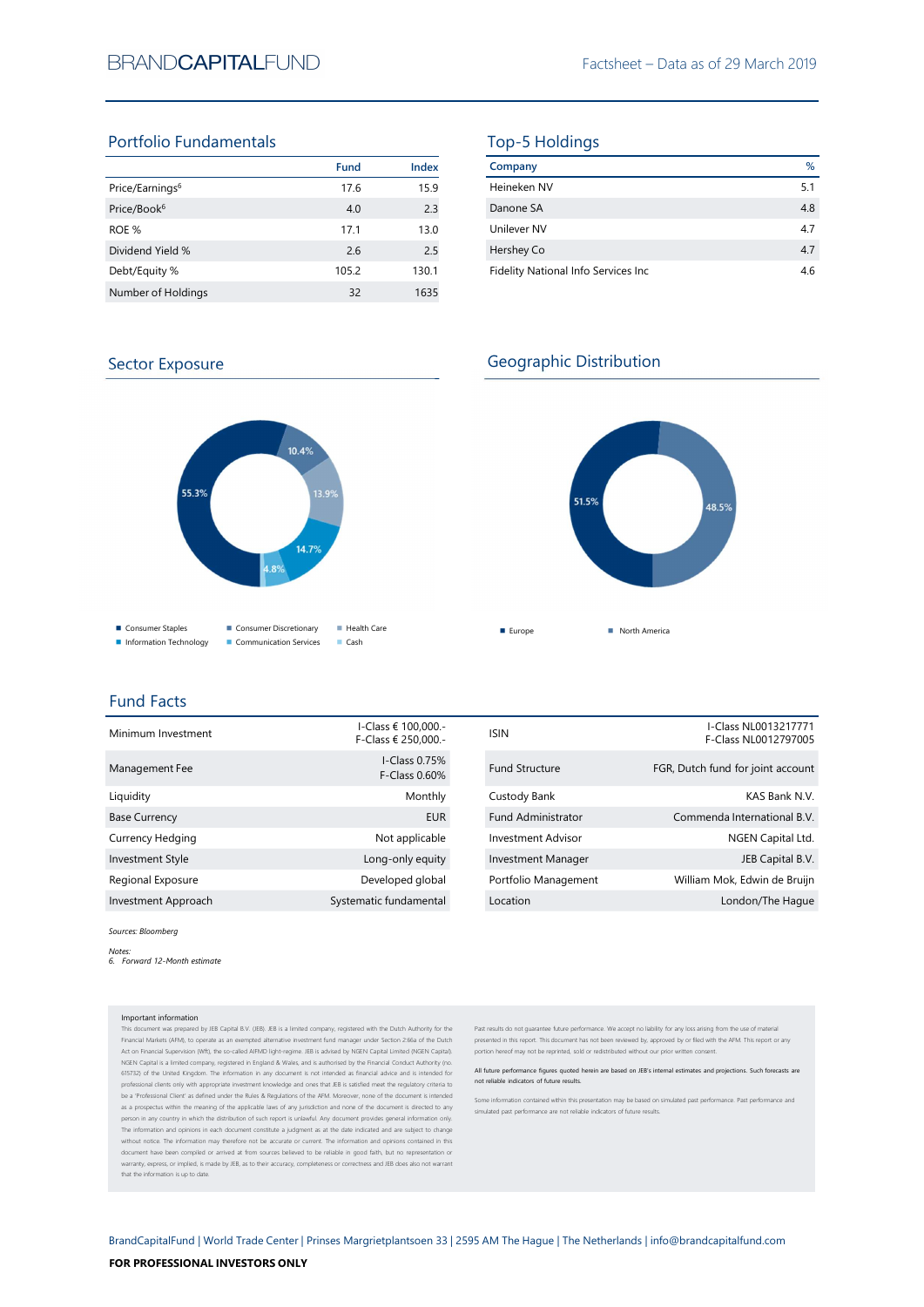# BRANDCAPITALFUND

Factsheet – Data as of 29 March 2019

## Portfolio Fundamentals

| | Fund | Index |
|---|---|---|
| Price/Earnings[6] | 17.6 | 15.9 |
| Price/Book[6] | 4.0 | 2.3 |
| ROE % | 17.1 | 13.0 |
| Dividend Yield % | 2.6 | 2.5 |
| Debt/Equity % | 105.2 | 130.1 |
| Number of Holdings | 32 | 1635 |

## Top-5 Holdings

| Company | % |
|---|---|
| Heineken NV | 5.1 |
| Danone SA | 4.8 |
| Unilever NV | 4.7 |
| Hershey Co | 4.7 |
| Fidelity National Info Services Inc | 4.6 |

## Sector Exposure

55.3%
10.4%
13.9%
14.7%
4.8%

Consumer Staples
Consumer Discretionary
Health Care
Information Technology
Communication Services
Cash

## Geographic Distribution

51.5%
48.5%

Europe
North America

## Fund Facts

| | |
|---|---|
| Minimum Investment | I-Class € 100,000.-<br>F-Class € 250,000.- |
| Management Fee | I-Class 0.75%<br>F-Class 0.60% |
| Liquidity | Monthly |
| Base Currency | EUR |
| Currency Hedging | Not applicable |
| Investment Style | Long-only equity |
| Regional Exposure | Developed global |
| Investment Approach | Systematic fundamental |

| | |
|---|---|
| ISIN | I-Class NL0013217771<br>F-Class NL0012797005 |
| Fund Structure | FGR, Dutch fund for joint account |
| Custody Bank | KAS Bank N.V. |
| Fund Administrator | Commenda International B.V. |
| Investment Advisor | NGEN Capital Ltd. |
| Investment Manager | JEB Capital B.V. |
| Portfolio Management | William Mok, Edwin de Bruijn |
| Location | London/The Hague |

*Sources: Bloomberg*

*Notes:*
*6. Forward 12-Month estimate*

Important information

This document was prepared by JEB Capital B.V. (JEB). JEB is a limited company, registered with the Dutch Authority for the Financial Markets (AFM), to operate as an exempted alternative investment fund manager under Section 2:66a of the Dutch Act on Financial Supervision (Wft), the so-called AIFMD light-regime. JEB is advised by NGEN Capital Limited (NGEN Capital). NGEN Capital is a limited company, registered in England & Wales, and is authorised by the Financial Conduct Authority (no. 615732) of the United Kingdom. The information in any document is not intended as financial advice and is intended for professional clients only with appropriate investment knowledge and ones that JEB is satisfied meet the regulatory criteria to be a 'Professional Client' as defined under the Rules & Regulations of the AFM. Moreover, none of the document is intended as a prospectus within the meaning of the applicable laws of any jurisdiction and none of the document is directed to any person in any country in which the distribution of such report is unlawful. Any document provides general information only. The information and opinions in each document constitute a judgment as at the date indicated and are subject to change without notice. The information may therefore not be accurate or current. The information and opinions contained in this document have been compiled or arrived at from sources believed to be reliable in good faith, but no representation or warranty, express, or implied, is made by JEB, as to their accuracy, completeness or correctness and JEB does also not warrant that the information is up to date.

Past results do not guarantee future performance. We accept no liability for any loss arising from the use of material presented in this report. This document has not been reviewed by, approved by or filed with the AFM. This report or any portion hereof may not be reprinted, sold or redistributed without our prior written consent.

All future performance figures quoted herein are based on JEB's internal estimates and projections. Such forecasts are not reliable indicators of future results.

Some information contained within this presentation may be based on simulated past performance. Past performance and simulated past performance are not reliable indicators of future results.

BrandCapitalFund | World Trade Center | Prinses Margrietplantsoen 33 | 2595 AM The Hague | The Netherlands | info@brandcapitalfund.com

**FOR PROFESSIONAL INVESTORS ONLY**